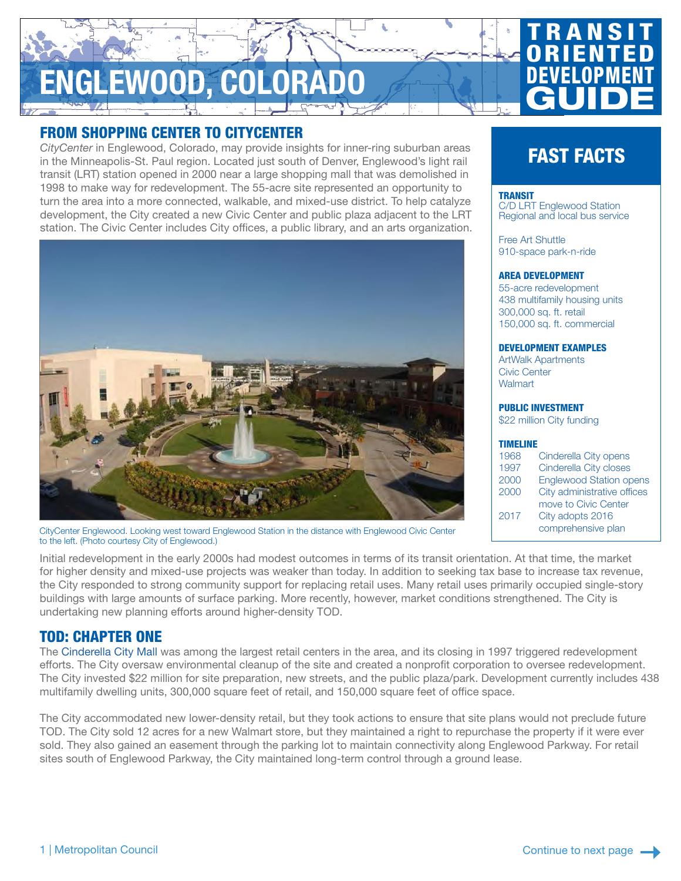# ENGLEWOOD, COLORADO

**TRANSIT ORIENTED DEVELOPMENT GUIDE**

## FROM SHOPPING CENTER TO CITYCENTER

*CityCenter* in Englewood, Colorado, may provide insights for inner-ring suburban areas in the Minneapolis-St. Paul region. Located just south of Denver, Englewood's light rail transit (LRT) station opened in 2000 near a large shopping mall that was demolished in 1998 to make way for redevelopment. The 55-acre site represented an opportunity to turn the area into a more connected, walkable, and mixed-use district. To help catalyze development, the City created a new Civic Center and public plaza adjacent to the LRT station. The Civic Center includes City offices, a public library, and an arts organization.

CityCenter Englewood. Looking west toward Englewood Station in the distance with Englewood Civic Center to the left. (Photo courtesy City of Englewood.)

## FAST FACTS

**TRANSIT**

C/D LRT Englewood Station
Regional and local bus service

Free Art Shuttle
910-space park-n-ride

**AREA DEVELOPMENT**

55-acre redevelopment
438 multifamily housing units
300,000 sq. ft. retail
150,000 sq. ft. commercial

**DEVELOPMENT EXAMPLES**

ArtWalk Apartments
Civic Center
Walmart

**PUBLIC INVESTMENT**

$22 million City funding

**TIMELINE**

| Year | Event |
|---|---|
| 1968 | Cinderella City opens |
| 1997 | Cinderella City closes |
| 2000 | Englewood Station opens |
| 2000 | City administrative offices move to Civic Center |
| 2017 | City adopts 2016 comprehensive plan |

Initial redevelopment in the early 2000s had modest outcomes in terms of its transit orientation. At that time, the market for higher density and mixed-use projects was weaker than today. In addition to seeking tax base to increase tax revenue, the City responded to strong community support for replacing retail uses. Many retail uses primarily occupied single-story buildings with large amounts of surface parking. More recently, however, market conditions strengthened. The City is undertaking new planning efforts around higher-density TOD.

## TOD: CHAPTER ONE

The Cinderella City Mall was among the largest retail centers in the area, and its closing in 1997 triggered redevelopment efforts. The City oversaw environmental cleanup of the site and created a nonprofit corporation to oversee redevelopment. The City invested $22 million for site preparation, new streets, and the public plaza/park. Development currently includes 438 multifamily dwelling units, 300,000 square feet of retail, and 150,000 square feet of office space.

The City accommodated new lower-density retail, but they took actions to ensure that site plans would not preclude future TOD. The City sold 12 acres for a new Walmart store, but they maintained a right to repurchase the property if it were ever sold. They also gained an easement through the parking lot to maintain connectivity along Englewood Parkway. For retail sites south of Englewood Parkway, the City maintained long-term control through a ground lease.

Continue to next page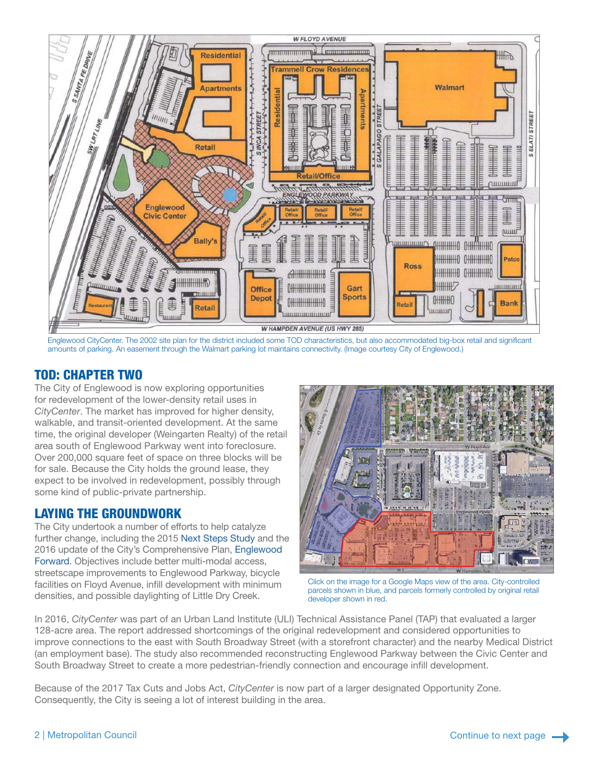Englewood CityCenter. The 2002 site plan for the district included some TOD characteristics, but also accommodated big-box retail and significant amounts of parking. An easement through the Walmart parking lot maintains connectivity. (Image courtesy City of Englewood.)

## TOD: CHAPTER TWO

The City of Englewood is now exploring opportunities for redevelopment of the lower-density retail uses in *CityCenter*. The market has improved for higher density, walkable, and transit-oriented development. At the same time, the original developer (Weingarten Realty) of the retail area south of Englewood Parkway went into foreclosure. Over 200,000 square feet of space on three blocks will be for sale. Because the City holds the ground lease, they expect to be involved in redevelopment, possibly through some kind of public-private partnership.

## LAYING THE GROUNDWORK

The City undertook a number of efforts to help catalyze further change, including the 2015 Next Steps Study and the 2016 update of the City's Comprehensive Plan, Englewood Forward. Objectives include better multi-modal access, streetscape improvements to Englewood Parkway, bicycle facilities on Floyd Avenue, infill development with minimum densities, and possible daylighting of Little Dry Creek.

Click on the image for a Google Maps view of the area. City-controlled parcels shown in blue, and parcels formerly controlled by original retail developer shown in red.

In 2016, *CityCenter* was part of an Urban Land Institute (ULI) Technical Assistance Panel (TAP) that evaluated a larger 128-acre area. The report addressed shortcomings of the original redevelopment and considered opportunities to improve connections to the east with South Broadway Street (with a storefront character) and the nearby Medical District (an employment base). The study also recommended reconstructing Englewood Parkway between the Civic Center and South Broadway Street to create a more pedestrian-friendly connection and encourage infill development.

Because of the 2017 Tax Cuts and Jobs Act, *CityCenter* is now part of a larger designated Opportunity Zone. Consequently, the City is seeing a lot of interest building in the area.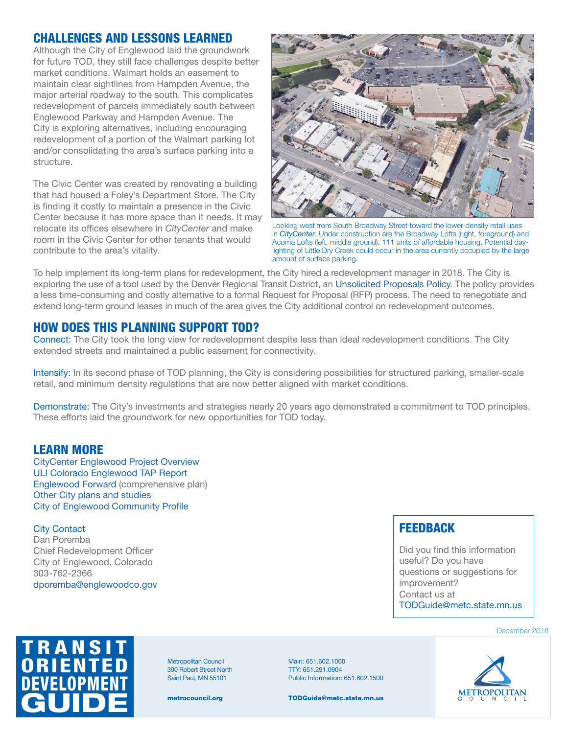## CHALLENGES AND LESSONS LEARNED

Although the City of Englewood laid the groundwork for future TOD, they still face challenges despite better market conditions. Walmart holds an easement to maintain clear sightlines from Hampden Avenue, the major arterial roadway to the south. This complicates redevelopment of parcels immediately south between Englewood Parkway and Hampden Avenue. The City is exploring alternatives, including encouraging redevelopment of a portion of the Walmart parking lot and/or consolidating the area's surface parking into a structure.

The Civic Center was created by renovating a building that had housed a Foley's Department Store. The City is finding it costly to maintain a presence in the Civic Center because it has more space than it needs. It may relocate its offices elsewhere in *CityCenter* and make room in the Civic Center for other tenants that would contribute to the area's vitality.

Looking west from South Broadway Street toward the lower-density retail uses in *CityCenter*. Under construction are the Broadway Lofts (right, foreground) and Acoma Lofts (left, middle ground), 111 units of affordable housing. Potential daylighting of Little Dry Creek could occur in the area currently occupied by the large amount of surface parking.

To help implement its long-term plans for redevelopment, the City hired a redevelopment manager in 2018. The City is exploring the use of a tool used by the Denver Regional Transit District, an Unsolicited Proposals Policy. The policy provides a less time-consuming and costly alternative to a formal Request for Proposal (RFP) process. The need to renegotiate and extend long-term ground leases in much of the area gives the City additional control on redevelopment outcomes.

## HOW DOES THIS PLANNING SUPPORT TOD?

Connect: The City took the long view for redevelopment despite less than ideal redevelopment conditions. The City extended streets and maintained a public easement for connectivity.

Intensify: In its second phase of TOD planning, the City is considering possibilities for structured parking, smaller-scale retail, and minimum density regulations that are now better aligned with market conditions.

Demonstrate: The City's investments and strategies nearly 20 years ago demonstrated a commitment to TOD principles. These efforts laid the groundwork for new opportunities for TOD today.

## LEARN MORE

CityCenter Englewood Project Overview
ULI Colorado Englewood TAP Report
Englewood Forward (comprehensive plan)
Other City plans and studies
City of Englewood Community Profile

City Contact
Dan Poremba
Chief Redevelopment Officer
City of Englewood, Colorado
303-762-2366
dporemba@englewoodco.gov

## FEEDBACK

Did you find this information useful? Do you have questions or suggestions for improvement? Contact us at TODGuide@metc.state.mn.us

December 2018

TRANSIT ORIENTED DEVELOPMENT GUIDE

Metropolitan Council
390 Robert Street North
Saint Paul, MN 55101

metrocouncil.org

Main: 651.602.1000
TTY: 651.291.0904
Public Information: 651.602.1500

TODGuide@metc.state.mn.us

METROPOLITAN COUNCIL